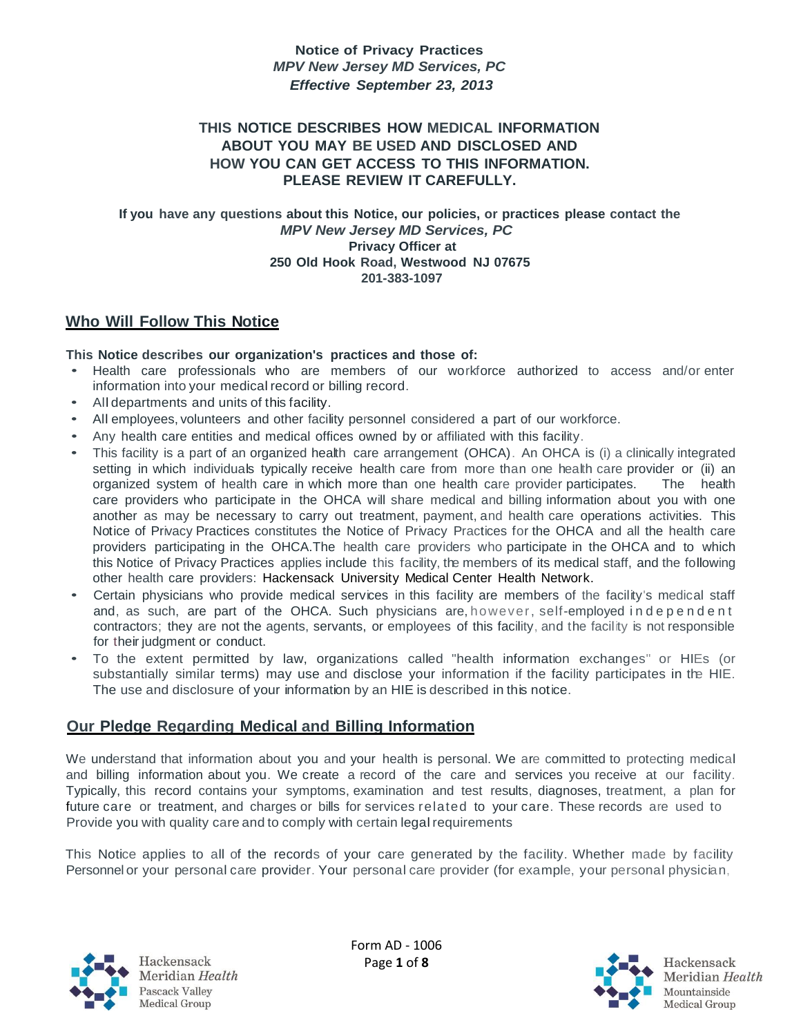**Notice of Privacy Practices**
***MPV New Jersey MD Services, PC***
***Effective September 23, 2013***

**THIS NOTICE DESCRIBES HOW MEDICAL INFORMATION ABOUT YOU MAY BE USED AND DISCLOSED AND HOW YOU CAN GET ACCESS TO THIS INFORMATION. PLEASE REVIEW IT CAREFULLY.**

**If you have any questions about this Notice, our policies, or practices please contact the**
***MPV New Jersey MD Services, PC***
**Privacy Officer at**
**250 Old Hook Road, Westwood NJ 07675**
**201-383-1097**

## Who Will Follow This Notice

**This Notice describes our organization's practices and those of:**

- Health care professionals who are members of our workforce authorized to access and/or enter information into your medical record or billing record.
- All departments and units of this facility.
- All employees, volunteers and other facility personnel considered a part of our workforce.
- Any health care entities and medical offices owned by or affiliated with this facility.
- This facility is a part of an organized health care arrangement (OHCA). An OHCA is (i) a clinically integrated setting in which individuals typically receive health care from more than one health care provider or (ii) an organized system of health care in which more than one health care provider participates. The health care providers who participate in the OHCA will share medical and billing information about you with one another as may be necessary to carry out treatment, payment, and health care operations activities. This Notice of Privacy Practices constitutes the Notice of Privacy Practices for the OHCA and all the health care providers participating in the OHCA.The health care providers who participate in the OHCA and to which this Notice of Privacy Practices applies include this facility, the members of its medical staff, and the following other health care providers: Hackensack University Medical Center Health Network.
- Certain physicians who provide medical services in this facility are members of the facility's medical staff and, as such, are part of the OHCA. Such physicians are, however, self-employed independent contractors; they are not the agents, servants, or employees of this facility, and the facility is not responsible for their judgment or conduct.
- To the extent permitted by law, organizations called "health information exchanges" or HIEs (or substantially similar terms) may use and disclose your information if the facility participates in the HIE. The use and disclosure of your information by an HIE is described in this notice.

## Our Pledge Regarding Medical and Billing Information

We understand that information about you and your health is personal. We are committed to protecting medical and billing information about you. We create a record of the care and services you receive at our facility. Typically, this record contains your symptoms, examination and test results, diagnoses, treatment, a plan for future care or treatment, and charges or bills for services related to your care. These records are used to Provide you with quality care and to comply with certain legal requirements

This Notice applies to all of the records of your care generated by the facility. Whether made by facility Personnel or your personal care provider. Your personal care provider (for example, your personal physician,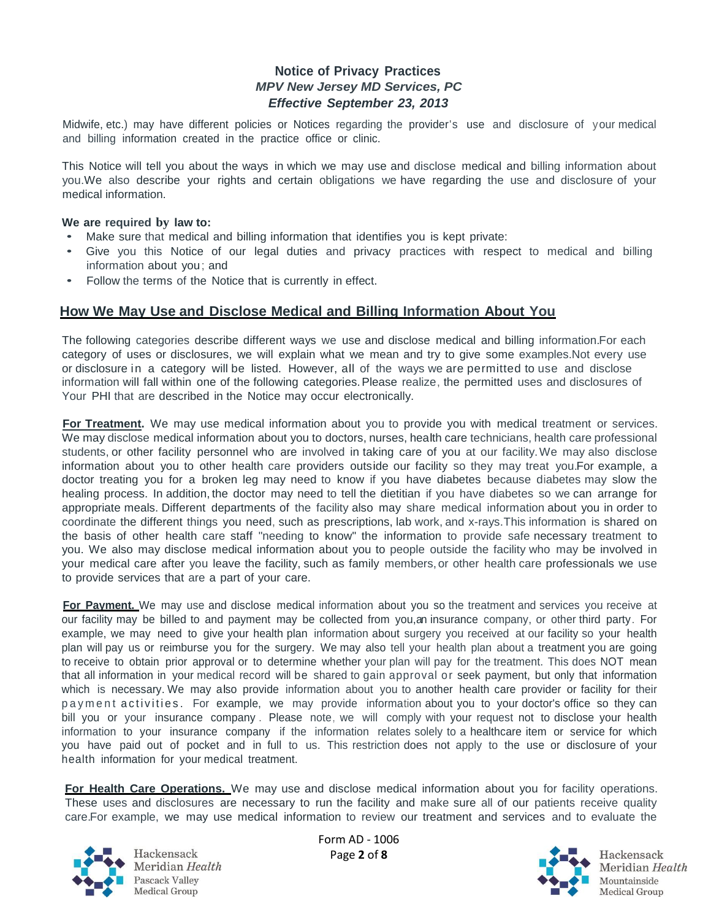Midwife, etc.) may have different policies or Notices regarding the provider's use and disclosure of your medical and billing information created in the practice office or clinic.

This Notice will tell you about the ways in which we may use and disclose medical and billing information about you.We also describe your rights and certain obligations we have regarding the use and disclosure of your medical information.

**We are required by law to:**

- Make sure that medical and billing information that identifies you is kept private:
- Give you this Notice of our legal duties and privacy practices with respect to medical and billing information about you; and
- Follow the terms of the Notice that is currently in effect.

## How We May Use and Disclose Medical and Billing Information About You

The following categories describe different ways we use and disclose medical and billing information.For each category of uses or disclosures, we will explain what we mean and try to give some examples.Not every use or disclosure in a category will be listed. However, all of the ways we are permitted to use and disclose information will fall within one of the following categories. Please realize, the permitted uses and disclosures of Your PHI that are described in the Notice may occur electronically.

**For Treatment.** We may use medical information about you to provide you with medical treatment or services. We may disclose medical information about you to doctors, nurses, health care technicians, health care professional students, or other facility personnel who are involved in taking care of you at our facility. We may also disclose information about you to other health care providers outside our facility so they may treat you.For example, a doctor treating you for a broken leg may need to know if you have diabetes because diabetes may slow the healing process. In addition, the doctor may need to tell the dietitian if you have diabetes so we can arrange for appropriate meals. Different departments of the facility also may share medical information about you in order to coordinate the different things you need, such as prescriptions, lab work, and x-rays.This information is shared on the basis of other health care staff "needing to know" the information to provide safe necessary treatment to you. We also may disclose medical information about you to people outside the facility who may be involved in your medical care after you leave the facility, such as family members, or other health care professionals we use to provide services that are a part of your care.

**For Payment.** We may use and disclose medical information about you so the treatment and services you receive at our facility may be billed to and payment may be collected from you,an insurance company, or other third party. For example, we may need to give your health plan information about surgery you received at our facility so your health plan will pay us or reimburse you for the surgery. We may also tell your health plan about a treatment you are going to receive to obtain prior approval or to determine whether your plan will pay for the treatment. This does NOT mean that all information in your medical record will be shared to gain approval or seek payment, but only that information which is necessary. We may also provide information about you to another health care provider or facility for their payment activities. For example, we may provide information about you to your doctor's office so they can bill you or your insurance company. Please note, we will comply with your request not to disclose your health information to your insurance company if the information relates solely to a healthcare item or service for which you have paid out of pocket and in full to us. This restriction does not apply to the use or disclosure of your health information for your medical treatment.

**For Health Care Operations.** We may use and disclose medical information about you for facility operations. These uses and disclosures are necessary to run the facility and make sure all of our patients receive quality care.For example, we may use medical information to review our treatment and services and to evaluate the

Form AD - 1006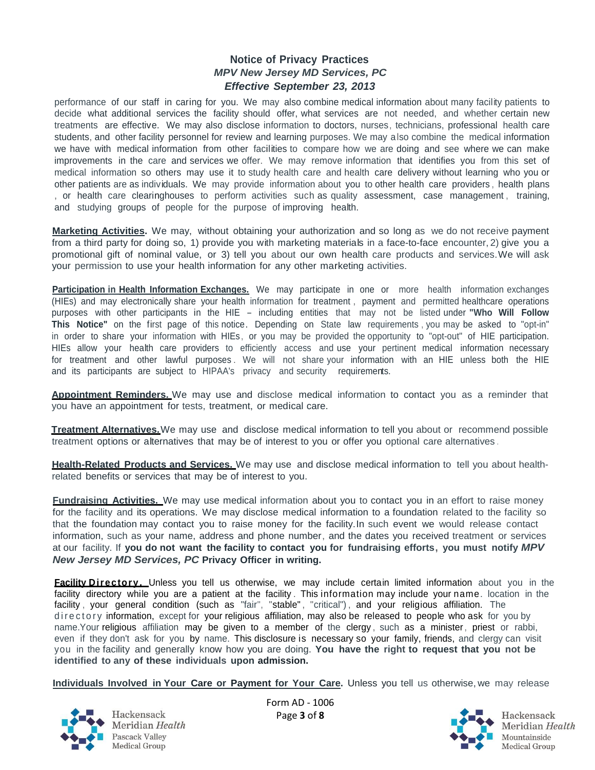performance of our staff in caring for you. We may also combine medical information about many facility patients to decide what additional services the facility should offer, what services are not needed, and whether certain new treatments are effective. We may also disclose information to doctors, nurses, technicians, professional health care students, and other facility personnel for review and learning purposes. We may also combine the medical information we have with medical information from other facilities to compare how we are doing and see where we can make improvements in the care and services we offer. We may remove information that identifies you from this set of medical information so others may use it to study health care and health care delivery without learning who you or other patients are as individuals. We may provide information about you to other health care providers, health plans, or health care clearinghouses to perform activities such as quality assessment, case management, training, and studying groups of people for the purpose of improving health.

**Marketing Activities.** We may, without obtaining your authorization and so long as we do not receive payment from a third party for doing so, 1) provide you with marketing materials in a face-to-face encounter, 2) give you a promotional gift of nominal value, or 3) tell you about our own health care products and services. We will ask your permission to use your health information for any other marketing activities.

**Participation in Health Information Exchanges.** We may participate in one or more health information exchanges (HIEs) and may electronically share your health information for treatment, payment and permitted healthcare operations purposes with other participants in the HIE – including entities that may not be listed under **"Who Will Follow This Notice"** on the first page of this notice. Depending on State law requirements, you may be asked to "opt-in" in order to share your information with HIEs, or you may be provided the opportunity to "opt-out" of HIE participation. HIEs allow your health care providers to efficiently access and use your pertinent medical information necessary for treatment and other lawful purposes. We will not share your information with an HIE unless both the HIE and its participants are subject to HIPAA's privacy and security requirements.

**Appointment Reminders.** We may use and disclose medical information to contact you as a reminder that you have an appointment for tests, treatment, or medical care.

**Treatment Alternatives.** We may use and disclose medical information to tell you about or recommend possible treatment options or alternatives that may be of interest to you or offer you optional care alternatives.

**Health-Related Products and Services.** We may use and disclose medical information to tell you about health-related benefits or services that may be of interest to you.

**Fundraising Activities.** We may use medical information about you to contact you in an effort to raise money for the facility and its operations. We may disclose medical information to a foundation related to the facility so that the foundation may contact you to raise money for the facility. In such event we would release contact information, such as your name, address and phone number, and the dates you received treatment or services at our facility. If **you do not want the facility to contact you for fundraising efforts, you must notify *MPV New Jersey MD Services, PC* Privacy Officer in writing.**

**Facility Directory.** Unless you tell us otherwise, we may include certain limited information about you in the facility directory while you are a patient at the facility. This information may include your name, location in the facility, your general condition (such as "fair", "stable", "critical"), and your religious affiliation. The directory information, except for your religious affiliation, may also be released to people who ask for you by name. Your religious affiliation may be given to a member of the clergy, such as a minister, priest or rabbi, even if they don't ask for you by name. This disclosure is necessary so your family, friends, and clergy can visit you in the facility and generally know how you are doing. **You have the right to request that you not be identified to any of these individuals upon admission.**

**Individuals Involved in Your Care or Payment for Your Care.** Unless you tell us otherwise, we may release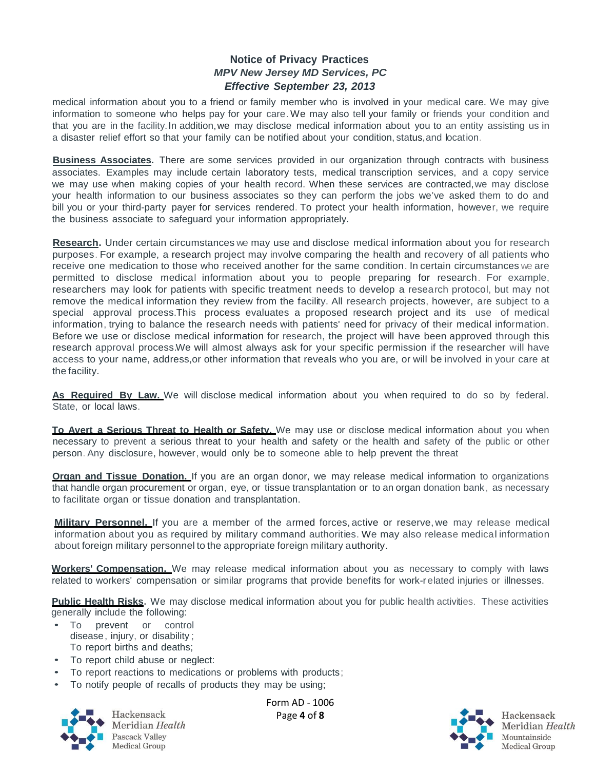medical information about you to a friend or family member who is involved in your medical care. We may give information to someone who helps pay for your care. We may also tell your family or friends your condition and that you are in the facility. In addition, we may disclose medical information about you to an entity assisting us in a disaster relief effort so that your family can be notified about your condition, status, and location.

**Business Associates.** There are some services provided in our organization through contracts with business associates. Examples may include certain laboratory tests, medical transcription services, and a copy service we may use when making copies of your health record. When these services are contracted, we may disclose your health information to our business associates so they can perform the jobs we've asked them to do and bill you or your third-party payer for services rendered. To protect your health information, however, we require the business associate to safeguard your information appropriately.

**Research.** Under certain circumstances we may use and disclose medical information about you for research purposes. For example, a research project may involve comparing the health and recovery of all patients who receive one medication to those who received another for the same condition. In certain circumstances we are permitted to disclose medical information about you to people preparing for research. For example, researchers may look for patients with specific treatment needs to develop a research protocol, but may not remove the medical information they review from the facility. All research projects, however, are subject to a special approval process.This process evaluates a proposed research project and its use of medical information, trying to balance the research needs with patients' need for privacy of their medical information. Before we use or disclose medical information for research, the project will have been approved through this research approval process.We will almost always ask for your specific permission if the researcher will have access to your name, address,or other information that reveals who you are, or will be involved in your care at the facility.

**As Required By Law.** We will disclose medical information about you when required to do so by federal. State, or local laws.

**To Avert a Serious Threat to Health or Safety.** We may use or disclose medical information about you when necessary to prevent a serious threat to your health and safety or the health and safety of the public or other person. Any disclosure, however, would only be to someone able to help prevent the threat

**Organ and Tissue Donation.** If you are an organ donor, we may release medical information to organizations that handle organ procurement or organ, eye, or tissue transplantation or to an organ donation bank, as necessary to facilitate organ or tissue donation and transplantation.

**Military Personnel.** If you are a member of the armed forces, active or reserve, we may release medical information about you as required by military command authorities. We may also release medical information about foreign military personnel to the appropriate foreign military authority.

**Workers' Compensation.** We may release medical information about you as necessary to comply with laws related to workers' compensation or similar programs that provide benefits for work-related injuries or illnesses.

**Public Health Risks.** We may disclose medical information about you for public health activities. These activities generally include the following:

- To prevent or control disease, injury, or disability;
  To report births and deaths;
- To report child abuse or neglect:
- To report reactions to medications or problems with products;
- To notify people of recalls of products they may be using;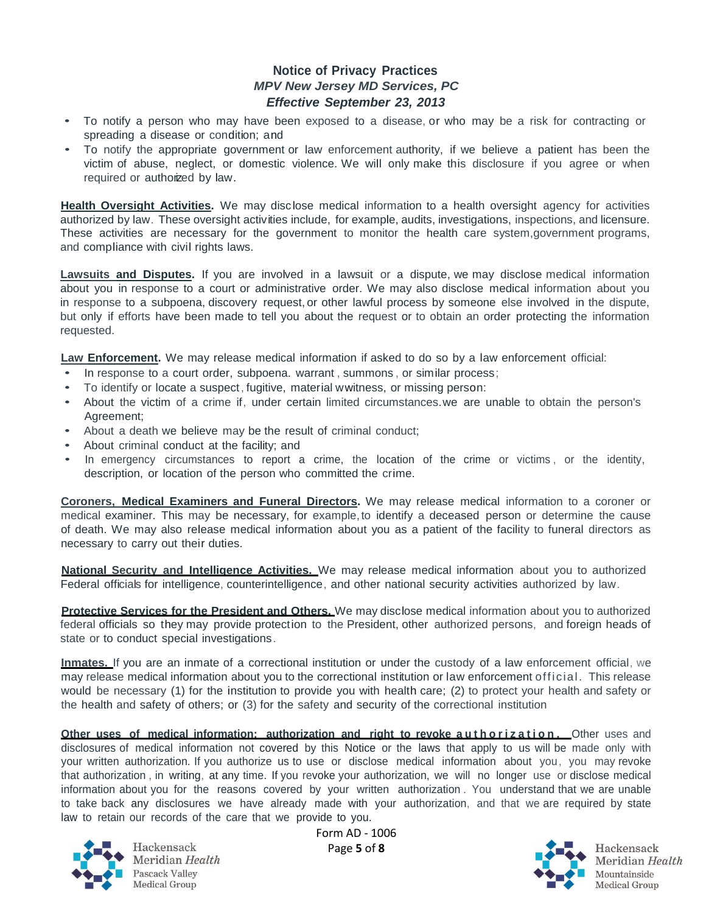- To notify a person who may have been exposed to a disease, or who may be a risk for contracting or spreading a disease or condition; and
- To notify the appropriate government or law enforcement authority, if we believe a patient has been the victim of abuse, neglect, or domestic violence. We will only make this disclosure if you agree or when required or authorized by law.

**Health Oversight Activities.** We may disclose medical information to a health oversight agency for activities authorized by law. These oversight activities include, for example, audits, investigations, inspections, and licensure. These activities are necessary for the government to monitor the health care system,government programs, and compliance with civil rights laws.

**Lawsuits and Disputes.** If you are involved in a lawsuit or a dispute, we may disclose medical information about you in response to a court or administrative order. We may also disclose medical information about you in response to a subpoena, discovery request, or other lawful process by someone else involved in the dispute, but only if efforts have been made to tell you about the request or to obtain an order protecting the information requested.

**Law Enforcement.** We may release medical information if asked to do so by a law enforcement official:

- In response to a court order, subpoena. warrant , summons , or similar process;
- To identify or locate a suspect, fugitive, material wwitness, or missing person:
- About the victim of a crime if, under certain limited circumstances.we are unable to obtain the person's Agreement;
- About a death we believe may be the result of criminal conduct;
- About criminal conduct at the facility; and
- In emergency circumstances to report a crime, the location of the crime or victims , or the identity, description, or location of the person who committed the crime.

**Coroners, Medical Examiners and Funeral Directors.** We may release medical information to a coroner or medical examiner. This may be necessary, for example, to identify a deceased person or determine the cause of death. We may also release medical information about you as a patient of the facility to funeral directors as necessary to carry out their duties.

**National Security and Intelligence Activities.** We may release medical information about you to authorized Federal officials for intelligence, counterintelligence, and other national security activities authorized by law.

**Protective Services for the President and Others.** We may disclose medical information about you to authorized federal officials so they may provide protection to the President, other authorized persons, and foreign heads of state or to conduct special investigations.

**Inmates.** If you are an inmate of a correctional institution or under the custody of a law enforcement official, we may release medical information about you to the correctional institution or law enforcement official. This release would be necessary (1) for the institution to provide you with health care; (2) to protect your health and safety or the health and safety of others; or (3) for the safety and security of the correctional institution

**Other uses of medical information: authorization and right to revoke authorization.** Other uses and disclosures of medical information not covered by this Notice or the laws that apply to us will be made only with your written authorization. If you authorize us to use or disclose medical information about you, you may revoke that authorization , in writing, at any time. If you revoke your authorization, we will no longer use or disclose medical information about you for the reasons covered by your written authorization . You understand that we are unable to take back any disclosures we have already made with your authorization, and that we are required by state law to retain our records of the care that we provide to you.

Form AD - 1006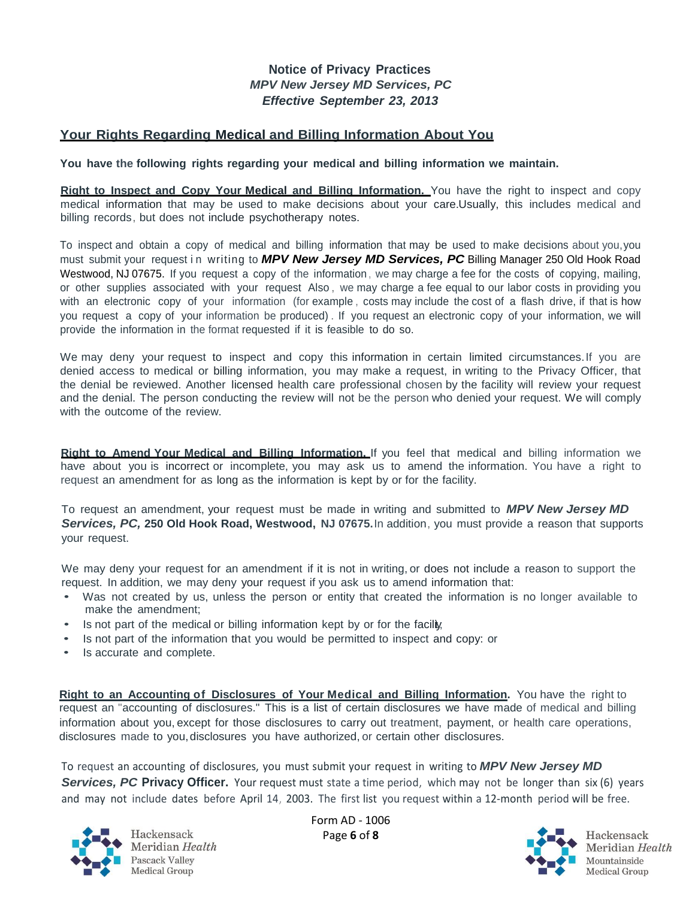**Notice of Privacy Practices**
***MPV New Jersey MD Services, PC***
***Effective September 23, 2013***

## Your Rights Regarding Medical and Billing Information About You

**You have the following rights regarding your medical and billing information we maintain.**

**Right to Inspect and Copy Your Medical and Billing Information.** You have the right to inspect and copy medical information that may be used to make decisions about your care.Usually, this includes medical and billing records, but does not include psychotherapy notes.

To inspect and obtain a copy of medical and billing information that may be used to make decisions about you,you must submit your request in writing to ***MPV New Jersey MD Services, PC*** Billing Manager 250 Old Hook Road Westwood, NJ 07675. If you request a copy of the information, we may charge a fee for the costs of copying, mailing, or other supplies associated with your request Also, we may charge a fee equal to our labor costs in providing you with an electronic copy of your information (for example, costs may include the cost of a flash drive, if that is how you request a copy of your information be produced). If you request an electronic copy of your information, we will provide the information in the format requested if it is feasible to do so.

We may deny your request to inspect and copy this information in certain limited circumstances. If you are denied access to medical or billing information, you may make a request, in writing to the Privacy Officer, that the denial be reviewed. Another licensed health care professional chosen by the facility will review your request and the denial. The person conducting the review will not be the person who denied your request. We will comply with the outcome of the review.

**Right to Amend Your Medical and Billing Information.** If you feel that medical and billing information we have about you is incorrect or incomplete, you may ask us to amend the information. You have a right to request an amendment for as long as the information is kept by or for the facility.

To request an amendment, your request must be made in writing and submitted to ***MPV New Jersey MD Services, PC,*** **250 Old Hook Road, Westwood, NJ 07675.** In addition, you must provide a reason that supports your request.

We may deny your request for an amendment if it is not in writing, or does not include a reason to support the request. In addition, we may deny your request if you ask us to amend information that:

- Was not created by us, unless the person or entity that created the information is no longer available to make the amendment;
- Is not part of the medical or billing information kept by or for the facility;
- Is not part of the information that you would be permitted to inspect and copy: or
- Is accurate and complete.

**Right to an Accounting of Disclosures of Your Medical and Billing Information.** You have the right to request an "accounting of disclosures." This is a list of certain disclosures we have made of medical and billing information about you, except for those disclosures to carry out treatment, payment, or health care operations, disclosures made to you, disclosures you have authorized, or certain other disclosures.

To request an accounting of disclosures, you must submit your request in writing to ***MPV New Jersey MD Services, PC*** **Privacy Officer.** Your request must state a time period, which may not be longer than six (6) years and may not include dates before April 14, 2003. The first list you request within a 12-month period will be free.

Form AD - 1006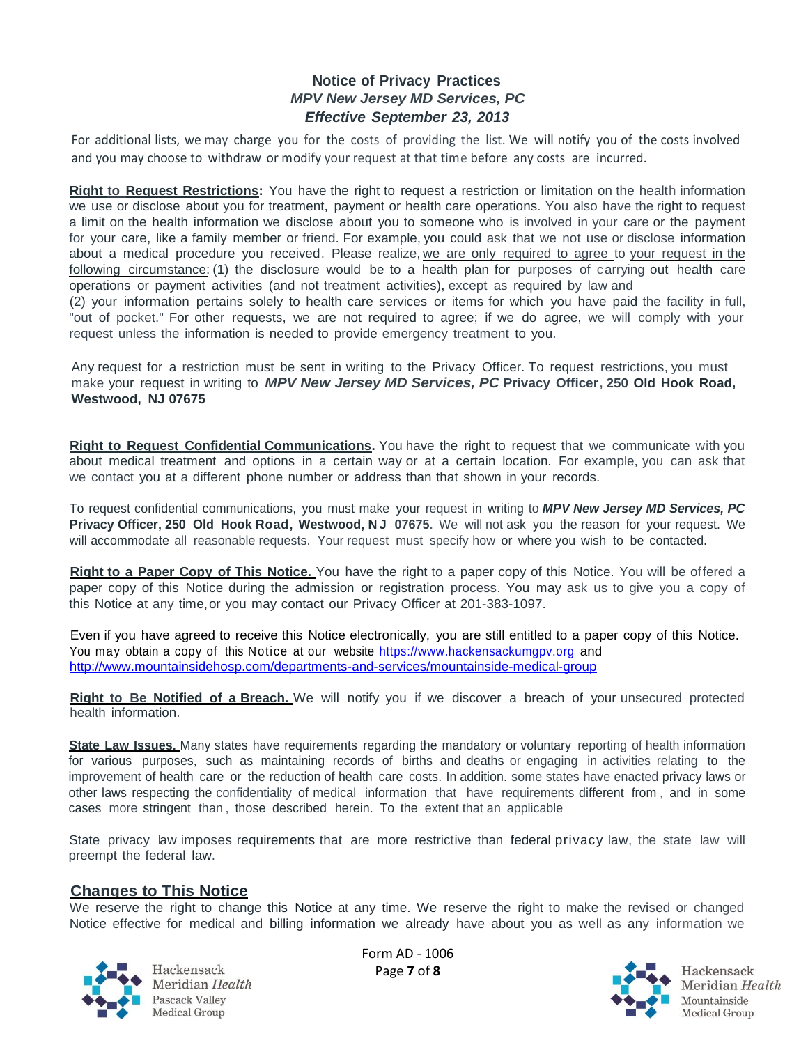For additional lists, we may charge you for the costs of providing the list. We will notify you of the costs involved and you may choose to withdraw or modify your request at that time before any costs are incurred.

**Right to Request Restrictions:** You have the right to request a restriction or limitation on the health information we use or disclose about you for treatment, payment or health care operations. You also have the right to request a limit on the health information we disclose about you to someone who is involved in your care or the payment for your care, like a family member or friend. For example, you could ask that we not use or disclose information about a medical procedure you received. Please realize, we are only required to agree to your request in the following circumstance: (1) the disclosure would be to a health plan for purposes of carrying out health care operations or payment activities (and not treatment activities), except as required by law and
(2) your information pertains solely to health care services or items for which you have paid the facility in full, "out of pocket." For other requests, we are not required to agree; if we do agree, we will comply with your request unless the information is needed to provide emergency treatment to you.

Any request for a restriction must be sent in writing to the Privacy Officer. To request restrictions, you must make your request in writing to ***MPV New Jersey MD Services, PC*** **Privacy Officer, 250 Old Hook Road, Westwood, NJ 07675**

**Right to Request Confidential Communications.** You have the right to request that we communicate with you about medical treatment and options in a certain way or at a certain location. For example, you can ask that we contact you at a different phone number or address than that shown in your records.

To request confidential communications, you must make your request in writing to ***MPV New Jersey MD Services, PC*** **Privacy Officer, 250 Old Hook Road, Westwood, NJ 07675.** We will not ask you the reason for your request. We will accommodate all reasonable requests. Your request must specify how or where you wish to be contacted.

**Right to a Paper Copy of This Notice.** You have the right to a paper copy of this Notice. You will be offered a paper copy of this Notice during the admission or registration process. You may ask us to give you a copy of this Notice at any time, or you may contact our Privacy Officer at 201-383-1097.

Even if you have agreed to receive this Notice electronically, you are still entitled to a paper copy of this Notice. You may obtain a copy of this Notice at our website https://www.hackensackumgpv.org and http://www.mountainsidehosp.com/departments-and-services/mountainside-medical-group

**Right to Be Notified of a Breach.** We will notify you if we discover a breach of your unsecured protected health information.

**State Law Issues.** Many states have requirements regarding the mandatory or voluntary reporting of health information for various purposes, such as maintaining records of births and deaths or engaging in activities relating to the improvement of health care or the reduction of health care costs. In addition. some states have enacted privacy laws or other laws respecting the confidentiality of medical information that have requirements different from , and in some cases more stringent than , those described herein. To the extent that an applicable

State privacy law imposes requirements that are more restrictive than federal privacy law, the state law will preempt the federal law.

## Changes to This Notice

We reserve the right to change this Notice at any time. We reserve the right to make the revised or changed Notice effective for medical and billing information we already have about you as well as any information we

Form AD - 1006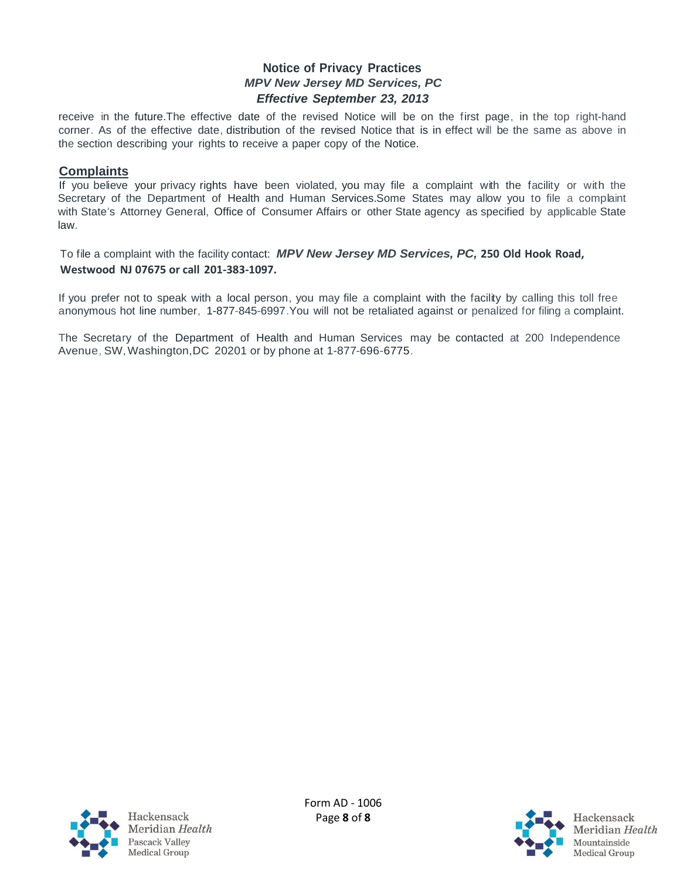receive in the future.The effective date of the revised Notice will be on the first page, in the top right-hand corner. As of the effective date, distribution of the revised Notice that is in effect will be the same as above in the section describing your rights to receive a paper copy of the Notice.

## Complaints

If you believe your privacy rights have been violated, you may file a complaint with the facility or with the Secretary of the Department of Health and Human Services.Some States may allow you to file a complaint with State's Attorney General, Office of Consumer Affairs or other State agency as specified by applicable State law.

To file a complaint with the facility contact: ***MPV New Jersey MD Services, PC,*** **250 Old Hook Road, Westwood NJ 07675 or call 201-383-1097.**

If you prefer not to speak with a local person, you may file a complaint with the facility by calling this toll free anonymous hot line number, 1-877-845-6997.You will not be retaliated against or penalized for filing a complaint.

The Secretary of the Department of Health and Human Services may be contacted at 200 Independence Avenue, SW, Washington,DC 20201 or by phone at 1-877-696-6775.